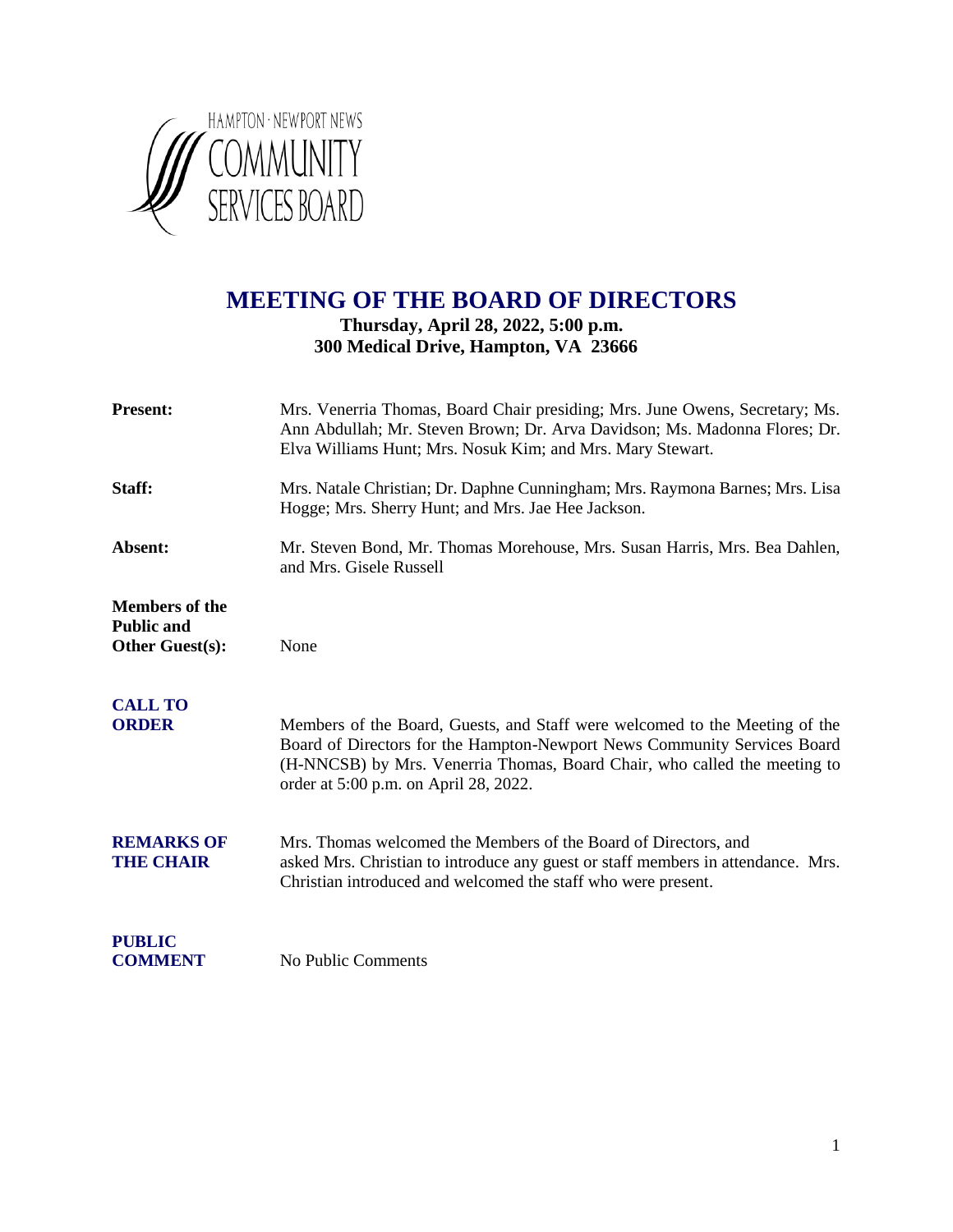HAMPTON · NEWPORT NEWS COMMUNITY SERVICES BOARD

# MEETING OF THE BOARD OF DIRECTORS

**Thursday, April 28, 2022, 5:00 p.m.**
**300 Medical Drive, Hampton, VA 23666**

**Present:** Mrs. Venerria Thomas, Board Chair presiding; Mrs. June Owens, Secretary; Ms. Ann Abdullah; Mr. Steven Brown; Dr. Arva Davidson; Ms. Madonna Flores; Dr. Elva Williams Hunt; Mrs. Nosuk Kim; and Mrs. Mary Stewart.

**Staff:** Mrs. Natale Christian; Dr. Daphne Cunningham; Mrs. Raymona Barnes; Mrs. Lisa Hogge; Mrs. Sherry Hunt; and Mrs. Jae Hee Jackson.

**Absent:** Mr. Steven Bond, Mr. Thomas Morehouse, Mrs. Susan Harris, Mrs. Bea Dahlen, and Mrs. Gisele Russell

**Members of the Public and Other Guest(s):** None

**CALL TO ORDER**

Members of the Board, Guests, and Staff were welcomed to the Meeting of the Board of Directors for the Hampton-Newport News Community Services Board (H-NNCSB) by Mrs. Venerria Thomas, Board Chair, who called the meeting to order at 5:00 p.m. on April 28, 2022.

**REMARKS OF THE CHAIR**

Mrs. Thomas welcomed the Members of the Board of Directors, and asked Mrs. Christian to introduce any guest or staff members in attendance. Mrs. Christian introduced and welcomed the staff who were present.

**PUBLIC COMMENT**

No Public Comments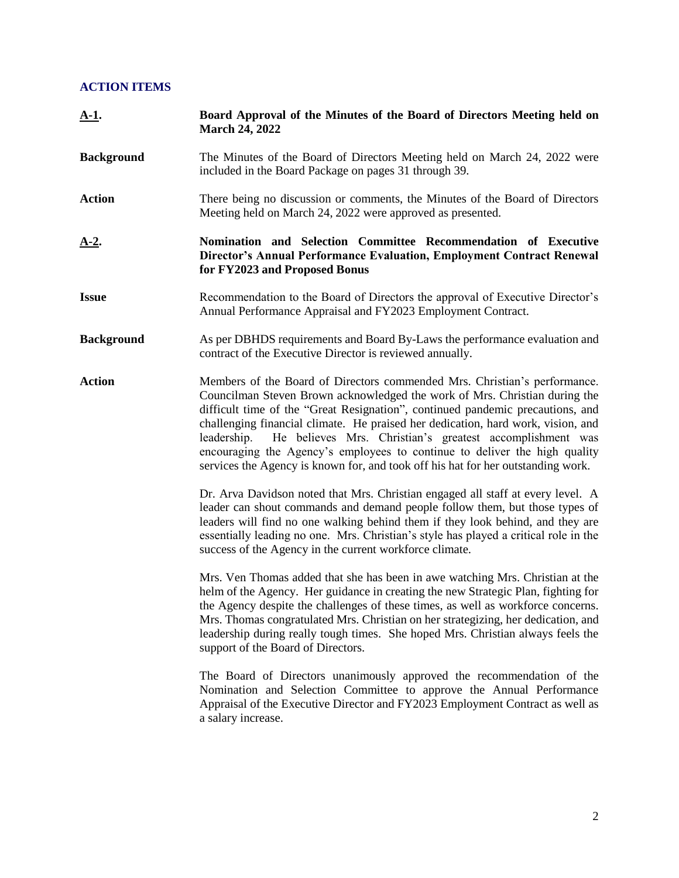## ACTION ITEMS

**A-1. Board Approval of the Minutes of the Board of Directors Meeting held on March 24, 2022**

**Background** The Minutes of the Board of Directors Meeting held on March 24, 2022 were included in the Board Package on pages 31 through 39.

**Action** There being no discussion or comments, the Minutes of the Board of Directors Meeting held on March 24, 2022 were approved as presented.

**A-2. Nomination and Selection Committee Recommendation of Executive Director's Annual Performance Evaluation, Employment Contract Renewal for FY2023 and Proposed Bonus**

**Issue** Recommendation to the Board of Directors the approval of Executive Director's Annual Performance Appraisal and FY2023 Employment Contract.

**Background** As per DBHDS requirements and Board By-Laws the performance evaluation and contract of the Executive Director is reviewed annually.

**Action** Members of the Board of Directors commended Mrs. Christian's performance. Councilman Steven Brown acknowledged the work of Mrs. Christian during the difficult time of the "Great Resignation", continued pandemic precautions, and challenging financial climate. He praised her dedication, hard work, vision, and leadership. He believes Mrs. Christian's greatest accomplishment was encouraging the Agency's employees to continue to deliver the high quality services the Agency is known for, and took off his hat for her outstanding work.

Dr. Arva Davidson noted that Mrs. Christian engaged all staff at every level. A leader can shout commands and demand people follow them, but those types of leaders will find no one walking behind them if they look behind, and they are essentially leading no one. Mrs. Christian's style has played a critical role in the success of the Agency in the current workforce climate.

Mrs. Ven Thomas added that she has been in awe watching Mrs. Christian at the helm of the Agency. Her guidance in creating the new Strategic Plan, fighting for the Agency despite the challenges of these times, as well as workforce concerns. Mrs. Thomas congratulated Mrs. Christian on her strategizing, her dedication, and leadership during really tough times. She hoped Mrs. Christian always feels the support of the Board of Directors.

The Board of Directors unanimously approved the recommendation of the Nomination and Selection Committee to approve the Annual Performance Appraisal of the Executive Director and FY2023 Employment Contract as well as a salary increase.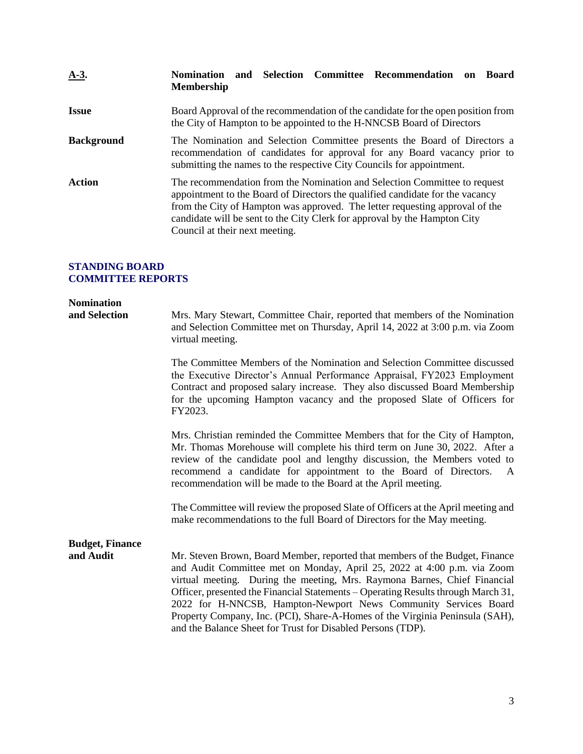**A-3.** **Nomination and Selection Committee Recommendation on Board Membership**

**Issue** Board Approval of the recommendation of the candidate for the open position from the City of Hampton to be appointed to the H-NNCSB Board of Directors

**Background** The Nomination and Selection Committee presents the Board of Directors a recommendation of candidates for approval for any Board vacancy prior to submitting the names to the respective City Councils for appointment.

**Action** The recommendation from the Nomination and Selection Committee to request appointment to the Board of Directors the qualified candidate for the vacancy from the City of Hampton was approved. The letter requesting approval of the candidate will be sent to the City Clerk for approval by the Hampton City Council at their next meeting.

## STANDING BOARD COMMITTEE REPORTS

**Nomination and Selection** Mrs. Mary Stewart, Committee Chair, reported that members of the Nomination and Selection Committee met on Thursday, April 14, 2022 at 3:00 p.m. via Zoom virtual meeting.

The Committee Members of the Nomination and Selection Committee discussed the Executive Director's Annual Performance Appraisal, FY2023 Employment Contract and proposed salary increase. They also discussed Board Membership for the upcoming Hampton vacancy and the proposed Slate of Officers for FY2023.

Mrs. Christian reminded the Committee Members that for the City of Hampton, Mr. Thomas Morehouse will complete his third term on June 30, 2022. After a review of the candidate pool and lengthy discussion, the Members voted to recommend a candidate for appointment to the Board of Directors. A recommendation will be made to the Board at the April meeting.

The Committee will review the proposed Slate of Officers at the April meeting and make recommendations to the full Board of Directors for the May meeting.

**Budget, Finance and Audit** Mr. Steven Brown, Board Member, reported that members of the Budget, Finance and Audit Committee met on Monday, April 25, 2022 at 4:00 p.m. via Zoom virtual meeting. During the meeting, Mrs. Raymona Barnes, Chief Financial Officer, presented the Financial Statements – Operating Results through March 31, 2022 for H-NNCSB, Hampton-Newport News Community Services Board Property Company, Inc. (PCI), Share-A-Homes of the Virginia Peninsula (SAH), and the Balance Sheet for Trust for Disabled Persons (TDP).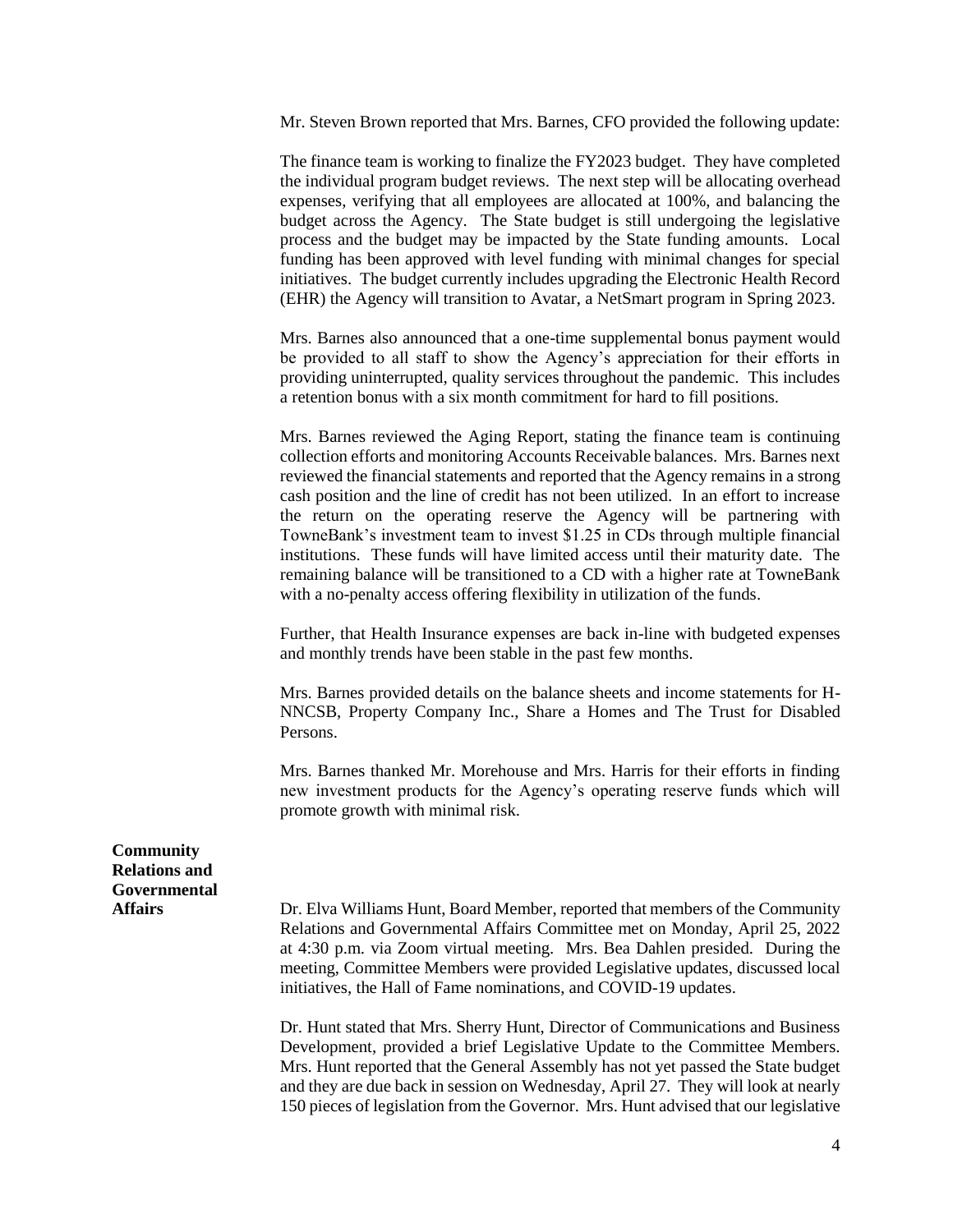Mr. Steven Brown reported that Mrs. Barnes, CFO provided the following update:

The finance team is working to finalize the FY2023 budget. They have completed the individual program budget reviews. The next step will be allocating overhead expenses, verifying that all employees are allocated at 100%, and balancing the budget across the Agency. The State budget is still undergoing the legislative process and the budget may be impacted by the State funding amounts. Local funding has been approved with level funding with minimal changes for special initiatives. The budget currently includes upgrading the Electronic Health Record (EHR) the Agency will transition to Avatar, a NetSmart program in Spring 2023.

Mrs. Barnes also announced that a one-time supplemental bonus payment would be provided to all staff to show the Agency's appreciation for their efforts in providing uninterrupted, quality services throughout the pandemic. This includes a retention bonus with a six month commitment for hard to fill positions.

Mrs. Barnes reviewed the Aging Report, stating the finance team is continuing collection efforts and monitoring Accounts Receivable balances. Mrs. Barnes next reviewed the financial statements and reported that the Agency remains in a strong cash position and the line of credit has not been utilized. In an effort to increase the return on the operating reserve the Agency will be partnering with TowneBank's investment team to invest $1.25 in CDs through multiple financial institutions. These funds will have limited access until their maturity date. The remaining balance will be transitioned to a CD with a higher rate at TowneBank with a no-penalty access offering flexibility in utilization of the funds.

Further, that Health Insurance expenses are back in-line with budgeted expenses and monthly trends have been stable in the past few months.

Mrs. Barnes provided details on the balance sheets and income statements for H-NNCSB, Property Company Inc., Share a Homes and The Trust for Disabled Persons.

Mrs. Barnes thanked Mr. Morehouse and Mrs. Harris for their efforts in finding new investment products for the Agency's operating reserve funds which will promote growth with minimal risk.

**Community Relations and Governmental Affairs**

Dr. Elva Williams Hunt, Board Member, reported that members of the Community Relations and Governmental Affairs Committee met on Monday, April 25, 2022 at 4:30 p.m. via Zoom virtual meeting. Mrs. Bea Dahlen presided. During the meeting, Committee Members were provided Legislative updates, discussed local initiatives, the Hall of Fame nominations, and COVID-19 updates.

Dr. Hunt stated that Mrs. Sherry Hunt, Director of Communications and Business Development, provided a brief Legislative Update to the Committee Members. Mrs. Hunt reported that the General Assembly has not yet passed the State budget and they are due back in session on Wednesday, April 27. They will look at nearly 150 pieces of legislation from the Governor. Mrs. Hunt advised that our legislative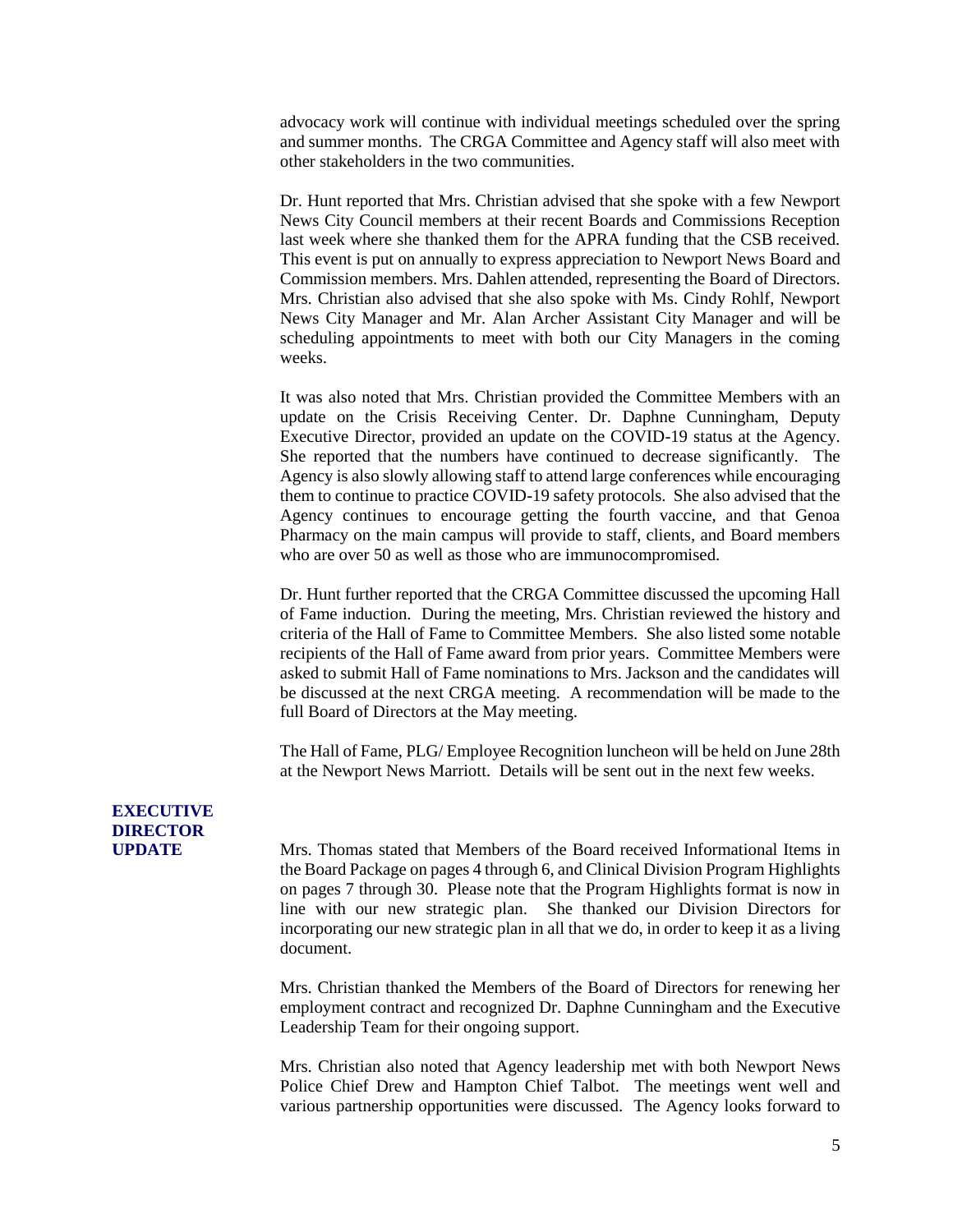advocacy work will continue with individual meetings scheduled over the spring and summer months. The CRGA Committee and Agency staff will also meet with other stakeholders in the two communities.

Dr. Hunt reported that Mrs. Christian advised that she spoke with a few Newport News City Council members at their recent Boards and Commissions Reception last week where she thanked them for the APRA funding that the CSB received. This event is put on annually to express appreciation to Newport News Board and Commission members. Mrs. Dahlen attended, representing the Board of Directors. Mrs. Christian also advised that she also spoke with Ms. Cindy Rohlf, Newport News City Manager and Mr. Alan Archer Assistant City Manager and will be scheduling appointments to meet with both our City Managers in the coming weeks.

It was also noted that Mrs. Christian provided the Committee Members with an update on the Crisis Receiving Center. Dr. Daphne Cunningham, Deputy Executive Director, provided an update on the COVID-19 status at the Agency. She reported that the numbers have continued to decrease significantly. The Agency is also slowly allowing staff to attend large conferences while encouraging them to continue to practice COVID-19 safety protocols. She also advised that the Agency continues to encourage getting the fourth vaccine, and that Genoa Pharmacy on the main campus will provide to staff, clients, and Board members who are over 50 as well as those who are immunocompromised.

Dr. Hunt further reported that the CRGA Committee discussed the upcoming Hall of Fame induction. During the meeting, Mrs. Christian reviewed the history and criteria of the Hall of Fame to Committee Members. She also listed some notable recipients of the Hall of Fame award from prior years. Committee Members were asked to submit Hall of Fame nominations to Mrs. Jackson and the candidates will be discussed at the next CRGA meeting. A recommendation will be made to the full Board of Directors at the May meeting.

The Hall of Fame, PLG/ Employee Recognition luncheon will be held on June 28th at the Newport News Marriott. Details will be sent out in the next few weeks.

**EXECUTIVE DIRECTOR UPDATE**

Mrs. Thomas stated that Members of the Board received Informational Items in the Board Package on pages 4 through 6, and Clinical Division Program Highlights on pages 7 through 30. Please note that the Program Highlights format is now in line with our new strategic plan. She thanked our Division Directors for incorporating our new strategic plan in all that we do, in order to keep it as a living document.

Mrs. Christian thanked the Members of the Board of Directors for renewing her employment contract and recognized Dr. Daphne Cunningham and the Executive Leadership Team for their ongoing support.

Mrs. Christian also noted that Agency leadership met with both Newport News Police Chief Drew and Hampton Chief Talbot. The meetings went well and various partnership opportunities were discussed. The Agency looks forward to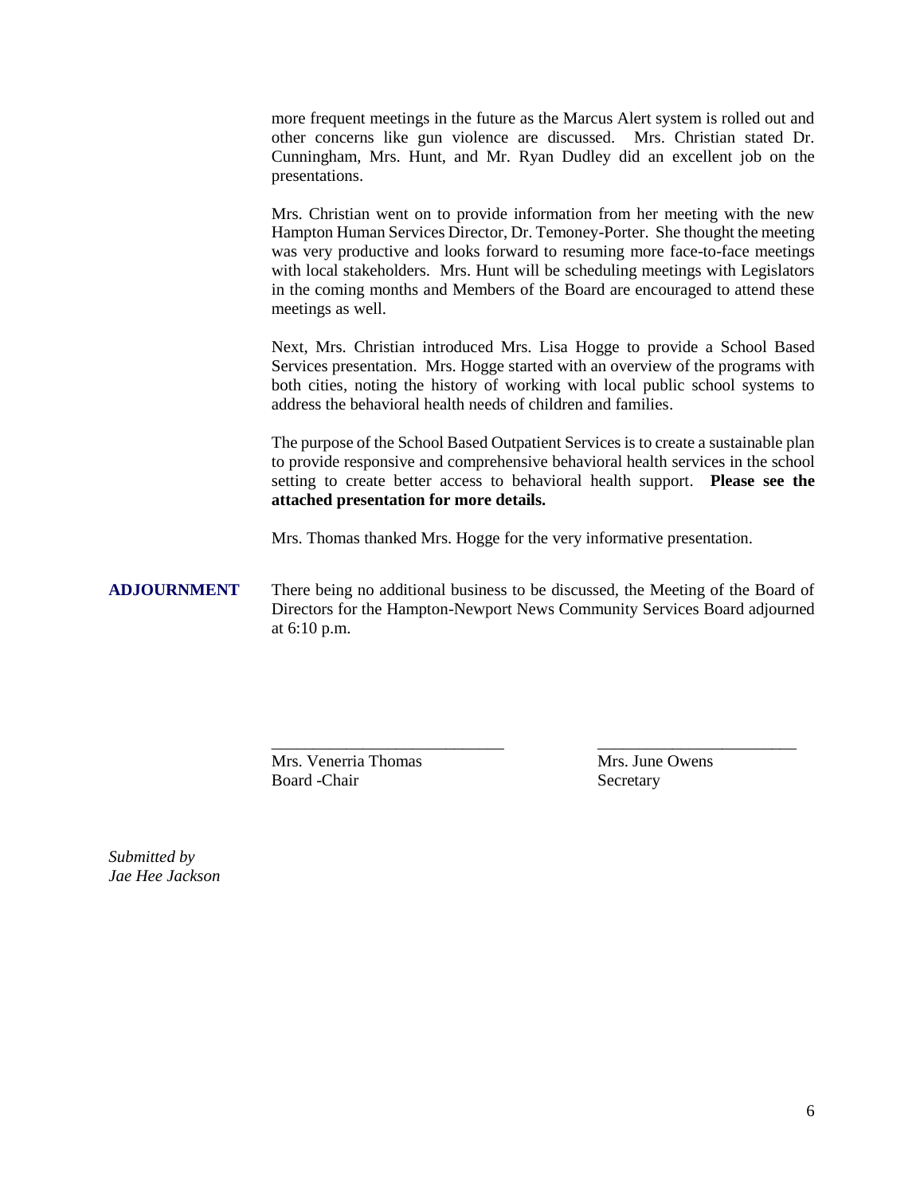more frequent meetings in the future as the Marcus Alert system is rolled out and other concerns like gun violence are discussed. Mrs. Christian stated Dr. Cunningham, Mrs. Hunt, and Mr. Ryan Dudley did an excellent job on the presentations.

Mrs. Christian went on to provide information from her meeting with the new Hampton Human Services Director, Dr. Temoney-Porter. She thought the meeting was very productive and looks forward to resuming more face-to-face meetings with local stakeholders. Mrs. Hunt will be scheduling meetings with Legislators in the coming months and Members of the Board are encouraged to attend these meetings as well.

Next, Mrs. Christian introduced Mrs. Lisa Hogge to provide a School Based Services presentation. Mrs. Hogge started with an overview of the programs with both cities, noting the history of working with local public school systems to address the behavioral health needs of children and families.

The purpose of the School Based Outpatient Services is to create a sustainable plan to provide responsive and comprehensive behavioral health services in the school setting to create better access to behavioral health support. **Please see the attached presentation for more details.**

Mrs. Thomas thanked Mrs. Hogge for the very informative presentation.

**ADJOURNMENT** There being no additional business to be discussed, the Meeting of the Board of Directors for the Hampton-Newport News Community Services Board adjourned at 6:10 p.m.

\_\_\_\_\_\_\_\_\_\_\_\_\_\_\_\_\_\_\_\_\_\_\_\_\_\_\_\_
Mrs. Venerria Thomas
Board -Chair

\_\_\_\_\_\_\_\_\_\_\_\_\_\_\_\_\_\_\_\_\_\_\_\_\_\_\_\_
Mrs. June Owens
Secretary

*Submitted by*
*Jae Hee Jackson*